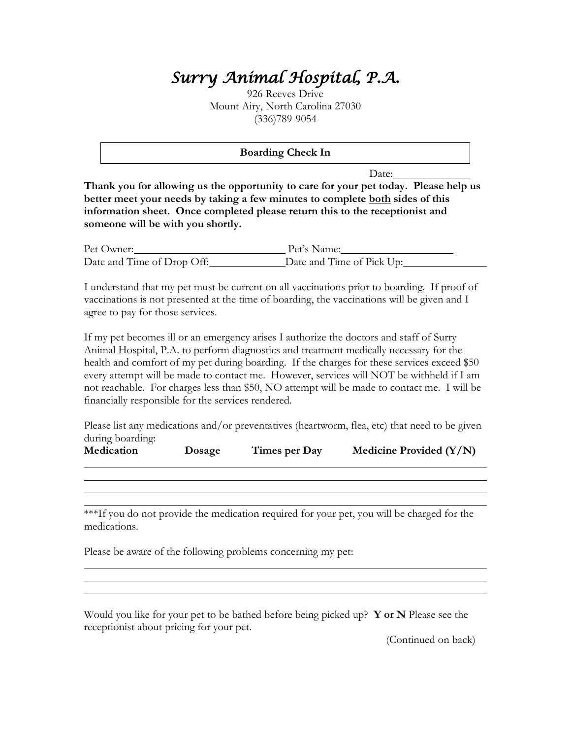# *Surry Animal Hospital, P.A.*

926 Reeves Drive
Mount Airy, North Carolina 27030
(336)789-9054

## Boarding Check In

Date:______________

**Thank you for allowing us the opportunity to care for your pet today. Please help us better meet your needs by taking a few minutes to complete <u>both</u> sides of this information sheet. Once completed please return this to the receptionist and someone will be with you shortly.**

Pet Owner:____________________________ Pet's Name:____________________

Date and Time of Drop Off:______________ Date and Time of Pick Up:_______________

I understand that my pet must be current on all vaccinations prior to boarding. If proof of vaccinations is not presented at the time of boarding, the vaccinations will be given and I agree to pay for those services.

If my pet becomes ill or an emergency arises I authorize the doctors and staff of Surry Animal Hospital, P.A. to perform diagnostics and treatment medically necessary for the health and comfort of my pet during boarding. If the charges for these services exceed $50 every attempt will be made to contact me. However, services will NOT be withheld if I am not reachable. For charges less than $50, NO attempt will be made to contact me. I will be financially responsible for the services rendered.

Please list any medications and/or preventatives (heartworm, flea, etc) that need to be given during boarding:

| Medication | Dosage | Times per Day | Medicine Provided (Y/N) |
|---|---|---|---|
| | | | |
| | | | |
| | | | |
| | | | |

***If you do not provide the medication required for your pet, you will be charged for the medications.

Please be aware of the following problems concerning my pet:

_______________________________________________________________________________

_______________________________________________________________________________

_______________________________________________________________________________

Would you like for your pet to be bathed before being picked up? **Y or N** Please see the receptionist about pricing for your pet.

(Continued on back)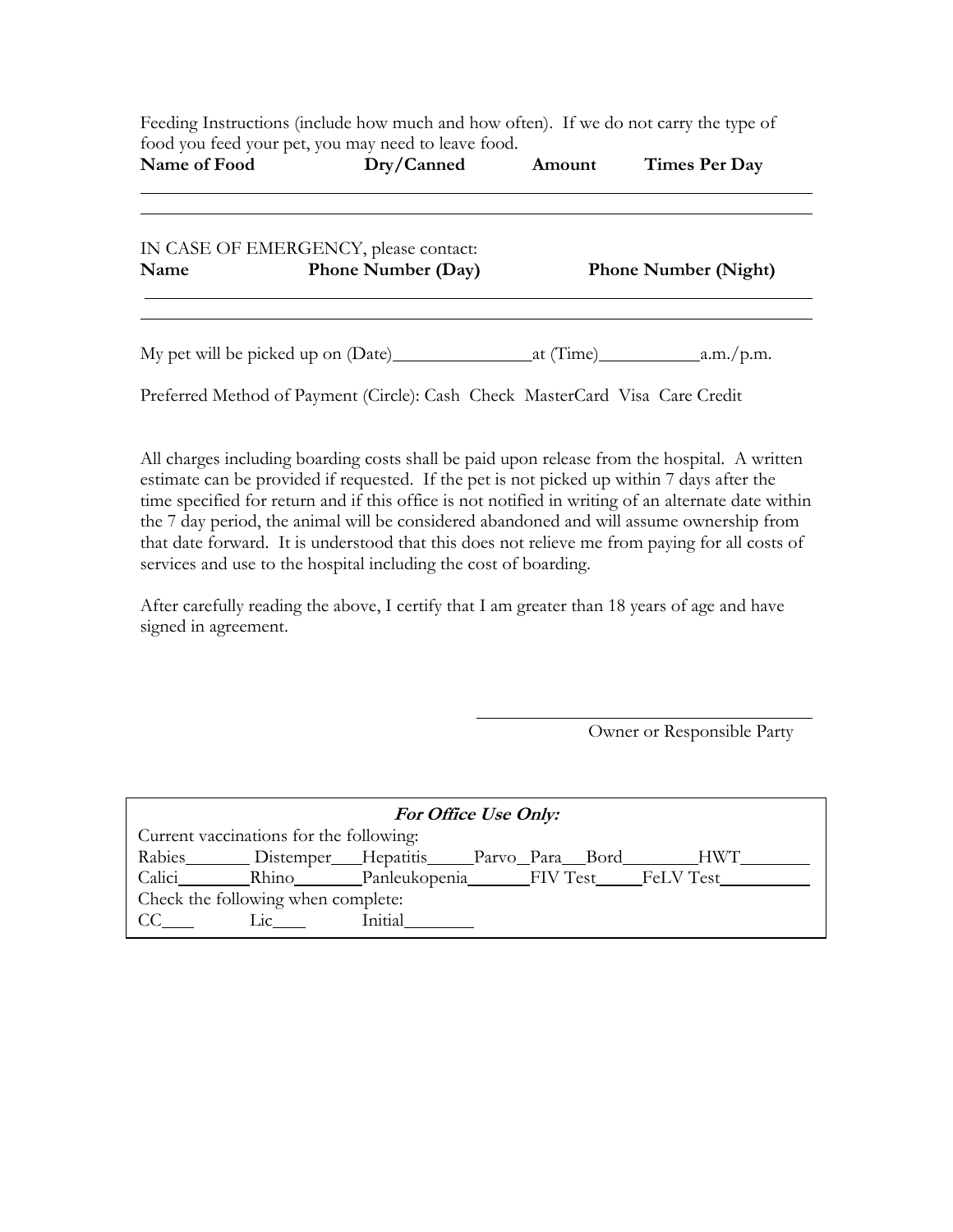Feeding Instructions (include how much and how often). If we do not carry the type of food you feed your pet, you may need to leave food.

| Name of Food | Dry/Canned | Amount | Times Per Day |
|---|---|---|---|
| | | | |
| | | | |

IN CASE OF EMERGENCY, please contact:

| Name | Phone Number (Day) | Phone Number (Night) |
|---|---|---|
| | | |
| | | |

My pet will be picked up on (Date)_______________at (Time)___________a.m./p.m.

Preferred Method of Payment (Circle): Cash Check MasterCard Visa Care Credit

All charges including boarding costs shall be paid upon release from the hospital. A written estimate can be provided if requested. If the pet is not picked up within 7 days after the time specified for return and if this office is not notified in writing of an alternate date within the 7 day period, the animal will be considered abandoned and will assume ownership from that date forward. It is understood that this does not relieve me from paying for all costs of services and use to the hospital including the cost of boarding.

After carefully reading the above, I certify that I am greater than 18 years of age and have signed in agreement.

_______________________________
Owner or Responsible Party

***For Office Use Only:***

Current vaccinations for the following:

Rabies_______ Distemper___Hepatitis_____Parvo__Para__Bord________HWT________

Calici________Rhino________Panleukopenia_______FIV Test_____FeLV Test__________

Check the following when complete:

CC____ Lic____ Initial________